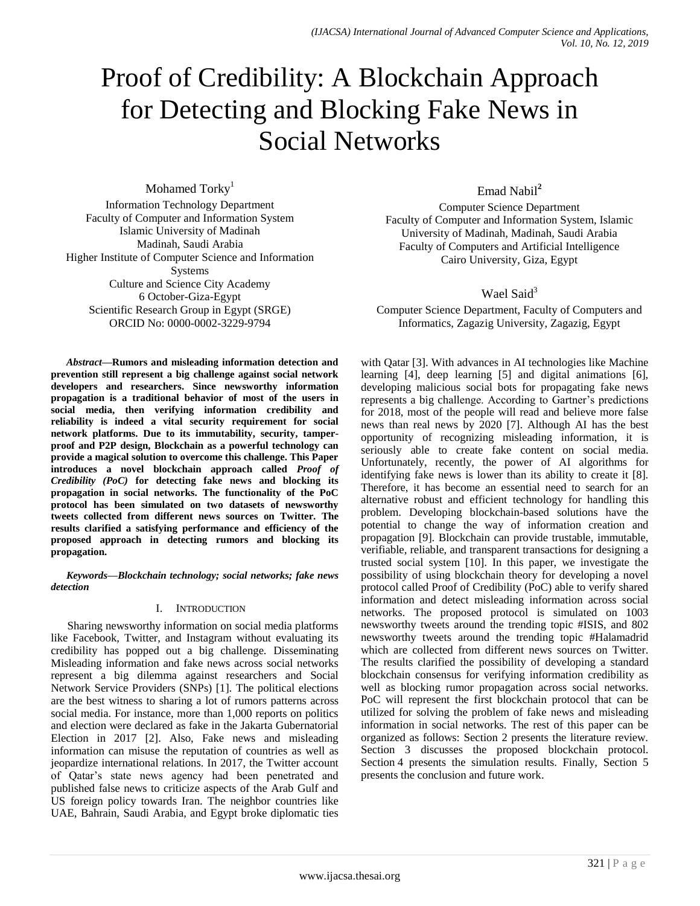# Proof of Credibility: A Blockchain Approach for Detecting and Blocking Fake News in Social Networks

Mohamed Torky[1]
Information Technology Department
Faculty of Computer and Information System
Islamic University of Madinah
Madinah, Saudi Arabia
Higher Institute of Computer Science and Information Systems
Culture and Science City Academy
6 October-Giza-Egypt
Scientific Research Group in Egypt (SRGE)
ORCID No: 0000-0002-3229-9794

Emad Nabil[2]
Computer Science Department
Faculty of Computer and Information System, Islamic University of Madinah, Madinah, Saudi Arabia
Faculty of Computers and Artificial Intelligence
Cairo University, Giza, Egypt

Wael Said[3]
Computer Science Department, Faculty of Computers and Informatics, Zagazig University, Zagazig, Egypt

***Abstract*—Rumors and misleading information detection and prevention still represent a big challenge against social network developers and researchers. Since newsworthy information propagation is a traditional behavior of most of the users in social media, then verifying information credibility and reliability is indeed a vital security requirement for social network platforms. Due to its immutability, security, tamper-proof and P2P design, Blockchain as a powerful technology can provide a magical solution to overcome this challenge. This Paper introduces a novel blockchain approach called *Proof of Credibility (PoC)* for detecting fake news and blocking its propagation in social networks. The functionality of the PoC protocol has been simulated on two datasets of newsworthy tweets collected from different news sources on Twitter. The results clarified a satisfying performance and efficiency of the proposed approach in detecting rumors and blocking its propagation.**

***Keywords*—Blockchain technology; social networks; fake news detection**

## I. Introduction

Sharing newsworthy information on social media platforms like Facebook, Twitter, and Instagram without evaluating its credibility has popped out a big challenge. Disseminating Misleading information and fake news across social networks represent a big dilemma against researchers and Social Network Service Providers (SNPs) [1]. The political elections are the best witness to sharing a lot of rumors patterns across social media. For instance, more than 1,000 reports on politics and election were declared as fake in the Jakarta Gubernatorial Election in 2017 [2]. Also, Fake news and misleading information can misuse the reputation of countries as well as jeopardize international relations. In 2017, the Twitter account of Qatar's state news agency had been penetrated and published false news to criticize aspects of the Arab Gulf and US foreign policy towards Iran. The neighbor countries like UAE, Bahrain, Saudi Arabia, and Egypt broke diplomatic ties with Qatar [3]. With advances in AI technologies like Machine learning [4], deep learning [5] and digital animations [6], developing malicious social bots for propagating fake news represents a big challenge. According to Gartner's predictions for 2018, most of the people will read and believe more false news than real news by 2020 [7]. Although AI has the best opportunity of recognizing misleading information, it is seriously able to create fake content on social media. Unfortunately, recently, the power of AI algorithms for identifying fake news is lower than its ability to create it [8]. Therefore, it has become an essential need to search for an alternative robust and efficient technology for handling this problem. Developing blockchain-based solutions have the potential to change the way of information creation and propagation [9]. Blockchain can provide trustable, immutable, verifiable, reliable, and transparent transactions for designing a trusted social system [10]. In this paper, we investigate the possibility of using blockchain theory for developing a novel protocol called Proof of Credibility (PoC) able to verify shared information and detect misleading information across social networks. The proposed protocol is simulated on 1003 newsworthy tweets around the trending topic #ISIS, and 802 newsworthy tweets around the trending topic #Halamadrid which are collected from different news sources on Twitter. The results clarified the possibility of developing a standard blockchain consensus for verifying information credibility as well as blocking rumor propagation across social networks. PoC will represent the first blockchain protocol that can be utilized for solving the problem of fake news and misleading information in social networks. The rest of this paper can be organized as follows: Section 2 presents the literature review. Section 3 discusses the proposed blockchain protocol. Section 4 presents the simulation results. Finally, Section 5 presents the conclusion and future work.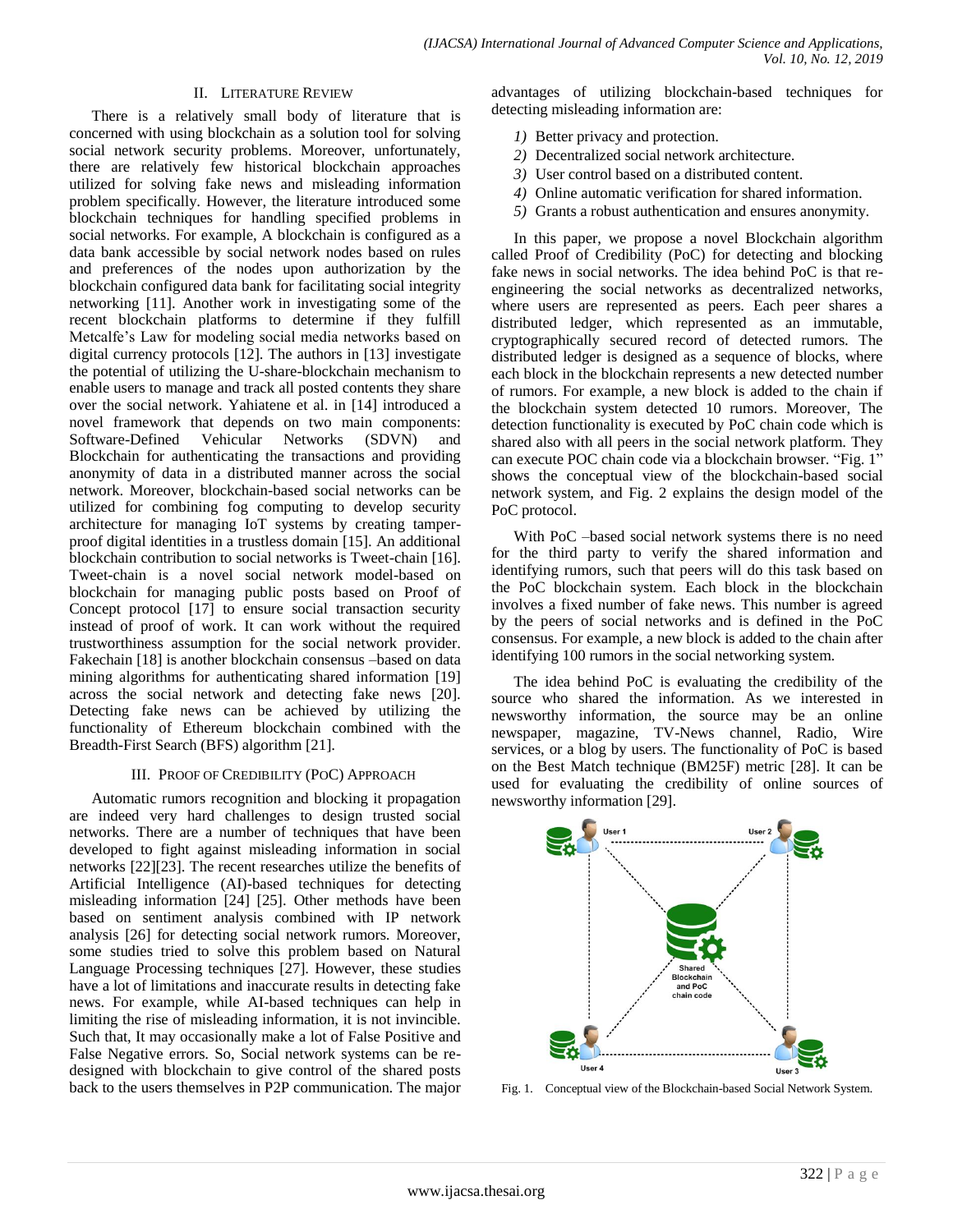## II. Literature Review

There is a relatively small body of literature that is concerned with using blockchain as a solution tool for solving social network security problems. Moreover, unfortunately, there are relatively few historical blockchain approaches utilized for solving fake news and misleading information problem specifically. However, the literature introduced some blockchain techniques for handling specified problems in social networks. For example, A blockchain is configured as a data bank accessible by social network nodes based on rules and preferences of the nodes upon authorization by the blockchain configured data bank for facilitating social integrity networking [11]. Another work in investigating some of the recent blockchain platforms to determine if they fulfill Metcalfe's Law for modeling social media networks based on digital currency protocols [12]. The authors in [13] investigate the potential of utilizing the U-share-blockchain mechanism to enable users to manage and track all posted contents they share over the social network. Yahiatene et al. in [14] introduced a novel framework that depends on two main components: Software-Defined Vehicular Networks (SDVN) and Blockchain for authenticating the transactions and providing anonymity of data in a distributed manner across the social network. Moreover, blockchain-based social networks can be utilized for combining fog computing to develop security architecture for managing IoT systems by creating tamper-proof digital identities in a trustless domain [15]. An additional blockchain contribution to social networks is Tweet-chain [16]. Tweet-chain is a novel social network model-based on blockchain for managing public posts based on Proof of Concept protocol [17] to ensure social transaction security instead of proof of work. It can work without the required trustworthiness assumption for the social network provider. Fakechain [18] is another blockchain consensus –based on data mining algorithms for authenticating shared information [19] across the social network and detecting fake news [20]. Detecting fake news can be achieved by utilizing the functionality of Ethereum blockchain combined with the Breadth-First Search (BFS) algorithm [21].

## III. Proof of Credibility (PoC) Approach

Automatic rumors recognition and blocking it propagation are indeed very hard challenges to design trusted social networks. There are a number of techniques that have been developed to fight against misleading information in social networks [22][23]. The recent researches utilize the benefits of Artificial Intelligence (AI)-based techniques for detecting misleading information [24] [25]. Other methods have been based on sentiment analysis combined with IP network analysis [26] for detecting social network rumors. Moreover, some studies tried to solve this problem based on Natural Language Processing techniques [27]. However, these studies have a lot of limitations and inaccurate results in detecting fake news. For example, while AI-based techniques can help in limiting the rise of misleading information, it is not invincible. Such that, It may occasionally make a lot of False Positive and False Negative errors. So, Social network systems can be re-designed with blockchain to give control of the shared posts back to the users themselves in P2P communication. The major advantages of utilizing blockchain-based techniques for detecting misleading information are:

1) Better privacy and protection.
2) Decentralized social network architecture.
3) User control based on a distributed content.
4) Online automatic verification for shared information.
5) Grants a robust authentication and ensures anonymity.

In this paper, we propose a novel Blockchain algorithm called Proof of Credibility (PoC) for detecting and blocking fake news in social networks. The idea behind PoC is that re-engineering the social networks as decentralized networks, where users are represented as peers. Each peer shares a distributed ledger, which represented as an immutable, cryptographically secured record of detected rumors. The distributed ledger is designed as a sequence of blocks, where each block in the blockchain represents a new detected number of rumors. For example, a new block is added to the chain if the blockchain system detected 10 rumors. Moreover, The detection functionality is executed by PoC chain code which is shared also with all peers in the social network platform. They can execute POC chain code via a blockchain browser. "Fig. 1" shows the conceptual view of the blockchain-based social network system, and Fig. 2 explains the design model of the PoC protocol.

With PoC –based social network systems there is no need for the third party to verify the shared information and identifying rumors, such that peers will do this task based on the PoC blockchain system. Each block in the blockchain involves a fixed number of fake news. This number is agreed by the peers of social networks and is defined in the PoC consensus. For example, a new block is added to the chain after identifying 100 rumors in the social networking system.

The idea behind PoC is evaluating the credibility of the source who shared the information. As we interested in newsworthy information, the source may be an online newspaper, magazine, TV-News channel, Radio, Wire services, or a blog by users. The functionality of PoC is based on the Best Match technique (BM25F) metric [28]. It can be used for evaluating the credibility of online sources of newsworthy information [29].

Fig. 1. Conceptual view of the Blockchain-based Social Network System.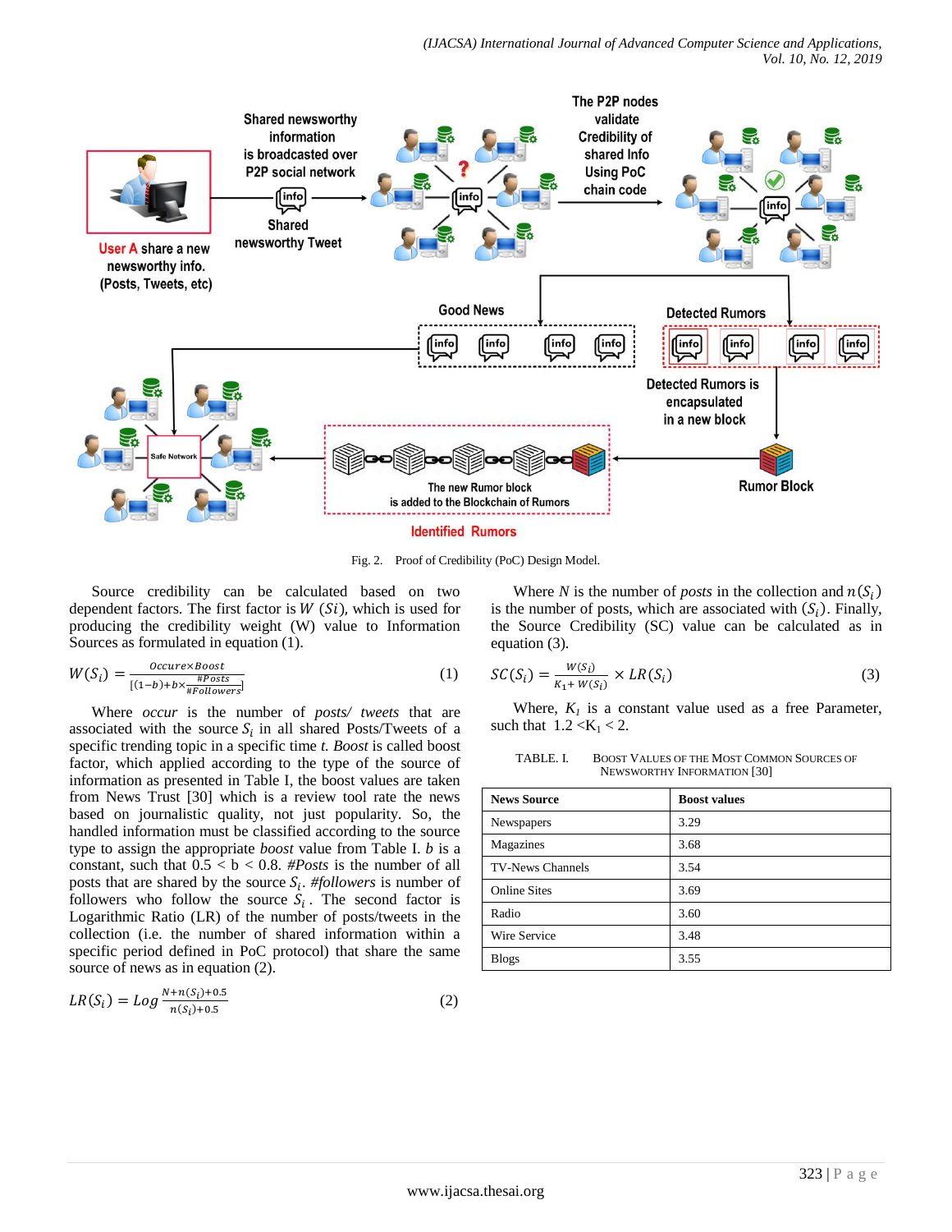Fig. 2. Proof of Credibility (PoC) Design Model.

Source credibility can be calculated based on two dependent factors. The first factor is $W(Si)$, which is used for producing the credibility weight (W) value to Information Sources as formulated in equation (1).

$$W(S_i) = \frac{Occure \times Boost}{\left[(1-b) + b \times \frac{\#Posts}{\#Followers}\right]} \tag{1}$$

Where *occur* is the number of *posts/ tweets* that are associated with the source $S_i$ in all shared Posts/Tweets of a specific trending topic in a specific time *t*. *Boost* is called boost factor, which applied according to the type of the source of information as presented in Table I, the boost values are taken from News Trust [30] which is a review tool rate the news based on journalistic quality, not just popularity. So, the handled information must be classified according to the source type to assign the appropriate *boost* value from Table I. *b* is a constant, such that $0.5 < b < 0.8$. *#Posts* is the number of all posts that are shared by the source $S_i$. *#followers* is number of followers who follow the source $S_i$. The second factor is Logarithmic Ratio (LR) of the number of posts/tweets in the collection (i.e. the number of shared information within a specific period defined in PoC protocol) that share the same source of news as in equation (2).

$$LR(S_i) = Log\,\frac{N + n(S_i) + 0.5}{n(S_i) + 0.5} \tag{2}$$

Where *N* is the number of *posts* in the collection and $n(S_i)$ is the number of posts, which are associated with $(S_i)$. Finally, the Source Credibility (SC) value can be calculated as in equation (3).

$$SC(S_i) = \frac{W(S_i)}{K_1 + W(S_i)} \times LR(S_i) \tag{3}$$

Where, $K_1$ is a constant value used as a free Parameter, such that $1.2 < K_1 < 2$.

TABLE I. BOOST VALUES OF THE MOST COMMON SOURCES OF NEWSWORTHY INFORMATION [30]

| News Source | Boost values |
|---|---|
| Newspapers | 3.29 |
| Magazines | 3.68 |
| TV-News Channels | 3.54 |
| Online Sites | 3.69 |
| Radio | 3.60 |
| Wire Service | 3.48 |
| Blogs | 3.55 |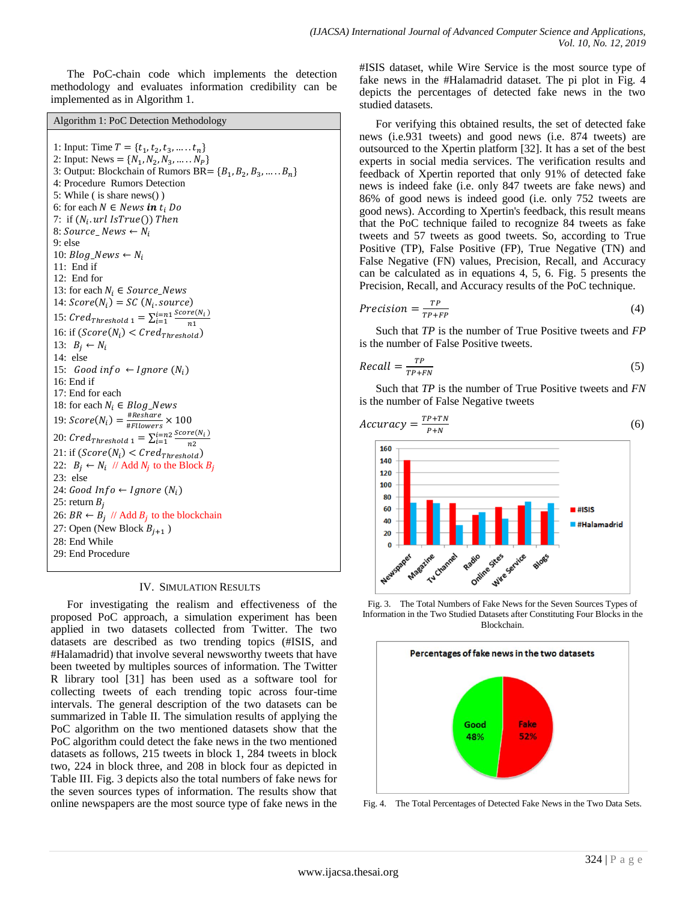The PoC-chain code which implements the detection methodology and evaluates information credibility can be implemented as in Algorithm 1.

**Algorithm 1: PoC Detection Methodology**

1: Input: Time $T = \{t_1, t_2, t_3, \ldots .t_n\}$
2: Input: News $= \{N_1, N_2, N_3, \ldots .N_P\}$
3: Output: Blockchain of Rumors BR= $\{B_1, B_2, B_3, \ldots .B_n\}$
4: Procedure Rumors Detection
5: While ( is share news() )
6: for each $N \in News$ **in** $t_i$ $Do$
7: if $(N_i.url\ IsTrue())$ $Then$
8: $Source\_News \leftarrow N_i$
9: else
10: $Blog\_News \leftarrow N_i$
11: End if
12: End for
13: for each $N_i \in Source\_News$
14: $Score(N_i) = SC\ (N_i.source)$
15: $Cred_{Threshold\ 1} = \sum_{i=1}^{i=n1} \frac{Score(N_i)}{n1}$
16: if $(Score(N_i) < Cred_{Threshold})$
13: $B_j \leftarrow N_i$
14: else
15: $Good\ info \leftarrow Ignore\ (N_i)$
16: End if
17: End for each
18: for each $N_i \in Blog\_News$
19: $Score(N_i) = \frac{\#Reshare}{\#Fllowers} \times 100$
20: $Cred_{Threshold\ 1} = \sum_{i=1}^{i=n2} \frac{Score(N_i)}{n2}$
21: if $(Score(N_i) < Cred_{Threshold})$
22: $B_j \leftarrow N_i$ // Add $N_j$ to the Block $B_j$
23: else
24: $Good\ Info \leftarrow Ignore\ (N_i)$
25: return $B_j$
26: $BR \leftarrow B_j$ // Add $B_j$ to the blockchain
27: Open (New Block $B_{j+1}$ )
28: End While
29: End Procedure

## IV. Simulation Results

For investigating the realism and effectiveness of the proposed PoC approach, a simulation experiment has been applied in two datasets collected from Twitter. The two datasets are described as two trending topics (#ISIS, and #Halamadrid) that involve several newsworthy tweets that have been tweeted by multiples sources of information. The Twitter R library tool [31] has been used as a software tool for collecting tweets of each trending topic across four-time intervals. The general description of the two datasets can be summarized in Table II. The simulation results of applying the PoC algorithm on the two mentioned datasets show that the PoC algorithm could detect the fake news in the two mentioned datasets as follows, 215 tweets in block 1, 284 tweets in block two, 224 in block three, and 208 in block four as depicted in Table III. Fig. 3 depicts also the total numbers of fake news for the seven sources types of information. The results show that online newspapers are the most source type of fake news in the #ISIS dataset, while Wire Service is the most source type of fake news in the #Halamadrid dataset. The pi plot in Fig. 4 depicts the percentages of detected fake news in the two studied datasets.

For verifying this obtained results, the set of detected fake news (i.e.931 tweets) and good news (i.e. 874 tweets) are outsourced to the Xpertin platform [32]. It has a set of the best experts in social media services. The verification results and feedback of Xpertin reported that only 91% of detected fake news is indeed fake (i.e. only 847 tweets are fake news) and 86% of good news is indeed good (i.e. only 752 tweets are good news). According to Xpertin's feedback, this result means that the PoC technique failed to recognize 84 tweets as fake tweets and 57 tweets as good tweets. So, according to True Positive (TP), False Positive (FP), True Negative (TN) and False Negative (FN) values, Precision, Recall, and Accuracy can be calculated as in equations 4, 5, 6. Fig. 5 presents the Precision, Recall, and Accuracy results of the PoC technique.

$$Precision = \frac{TP}{TP+FP} \quad (4)$$

Such that *TP* is the number of True Positive tweets and *FP* is the number of False Positive tweets.

$$Recall = \frac{TP}{TP+FN} \quad (5)$$

Such that *TP* is the number of True Positive tweets and *FN* is the number of False Negative tweets

$$Accuracy = \frac{TP+TN}{P+N} \quad (6)$$

Fig. 3. The Total Numbers of Fake News for the Seven Sources Types of Information in the Two Studied Datasets after Constituting Four Blocks in the Blockchain.

Fig. 4. The Total Percentages of Detected Fake News in the Two Data Sets.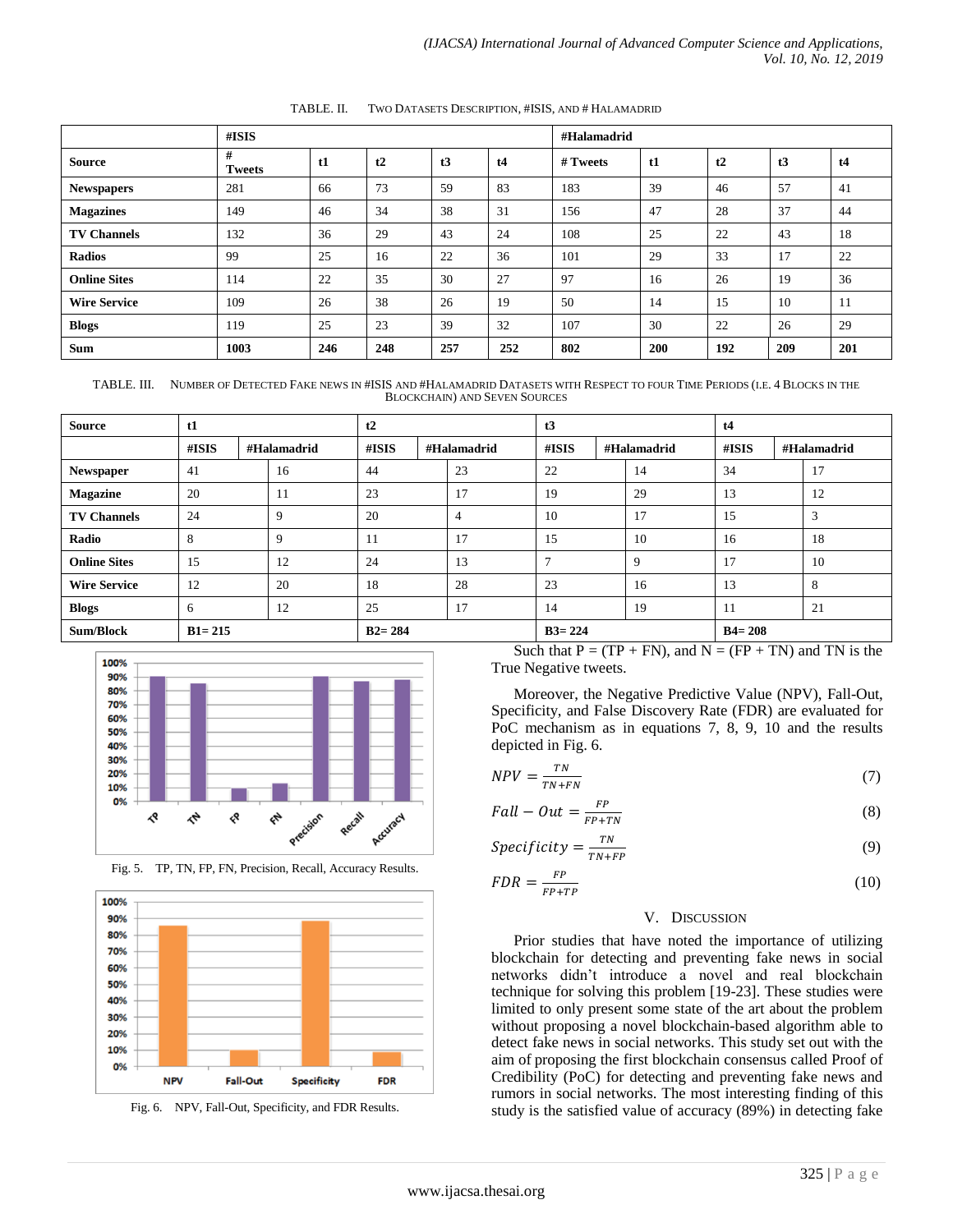TABLE. II. Two Datasets Description, #ISIS, and # Halamadrid

| | #ISIS | | | | | #Halamadrid | | | | |
|---|---|---|---|---|---|---|---|---|---|---|
| **Source** | **# Tweets** | **t1** | **t2** | **t3** | **t4** | **# Tweets** | **t1** | **t2** | **t3** | **t4** |
| **Newspapers** | 281 | 66 | 73 | 59 | 83 | 183 | 39 | 46 | 57 | 41 |
| **Magazines** | 149 | 46 | 34 | 38 | 31 | 156 | 47 | 28 | 37 | 44 |
| **TV Channels** | 132 | 36 | 29 | 43 | 24 | 108 | 25 | 22 | 43 | 18 |
| **Radios** | 99 | 25 | 16 | 22 | 36 | 101 | 29 | 33 | 17 | 22 |
| **Online Sites** | 114 | 22 | 35 | 30 | 27 | 97 | 16 | 26 | 19 | 36 |
| **Wire Service** | 109 | 26 | 38 | 26 | 19 | 50 | 14 | 15 | 10 | 11 |
| **Blogs** | 119 | 25 | 23 | 39 | 32 | 107 | 30 | 22 | 26 | 29 |
| **Sum** | **1003** | **246** | **248** | **257** | **252** | **802** | **200** | **192** | **209** | **201** |

TABLE. III. Number of Detected Fake News in #ISIS and #Halamadrid Datasets with Respect to Four Time Periods (i.e. 4 Blocks in the Blockchain) and Seven Sources

| **Source** | **t1** | | **t2** | | **t3** | | **t4** | |
|---|---|---|---|---|---|---|---|---|
| | **#ISIS** | **#Halamadrid** | **#ISIS** | **#Halamadrid** | **#ISIS** | **#Halamadrid** | **#ISIS** | **#Halamadrid** |
| **Newspaper** | 41 | 16 | 44 | 23 | 22 | 14 | 34 | 17 |
| **Magazine** | 20 | 11 | 23 | 17 | 19 | 29 | 13 | 12 |
| **TV Channels** | 24 | 9 | 20 | 4 | 10 | 17 | 15 | 3 |
| **Radio** | 8 | 9 | 11 | 17 | 15 | 10 | 16 | 18 |
| **Online Sites** | 15 | 12 | 24 | 13 | 7 | 9 | 17 | 10 |
| **Wire Service** | 12 | 20 | 18 | 28 | 23 | 16 | 13 | 8 |
| **Blogs** | 6 | 12 | 25 | 17 | 14 | 19 | 11 | 21 |
| **Sum/Block** | **B1= 215** | | **B2= 284** | | **B3= 224** | | **B4= 208** | |

Fig. 5. TP, TN, FP, FN, Precision, Recall, Accuracy Results.

Fig. 6. NPV, Fall-Out, Specificity, and FDR Results.

Such that P = (TP + FN), and N = (FP + TN) and TN is the True Negative tweets.

Moreover, the Negative Predictive Value (NPV), Fall-Out, Specificity, and False Discovery Rate (FDR) are evaluated for PoC mechanism as in equations 7, 8, 9, 10 and the results depicted in Fig. 6.

$$NPV = \frac{TN}{TN+FN} \tag{7}$$

$$Fall - Out = \frac{FP}{FP+TN} \tag{8}$$

$$Specificity = \frac{TN}{TN+FP} \tag{9}$$

$$FDR = \frac{FP}{FP+TP} \tag{10}$$

## V. Discussion

Prior studies that have noted the importance of utilizing blockchain for detecting and preventing fake news in social networks didn't introduce a novel and real blockchain technique for solving this problem [19-23]. These studies were limited to only present some state of the art about the problem without proposing a novel blockchain-based algorithm able to detect fake news in social networks. This study set out with the aim of proposing the first blockchain consensus called Proof of Credibility (PoC) for detecting and preventing fake news and rumors in social networks. The most interesting finding of this study is the satisfied value of accuracy (89%) in detecting fake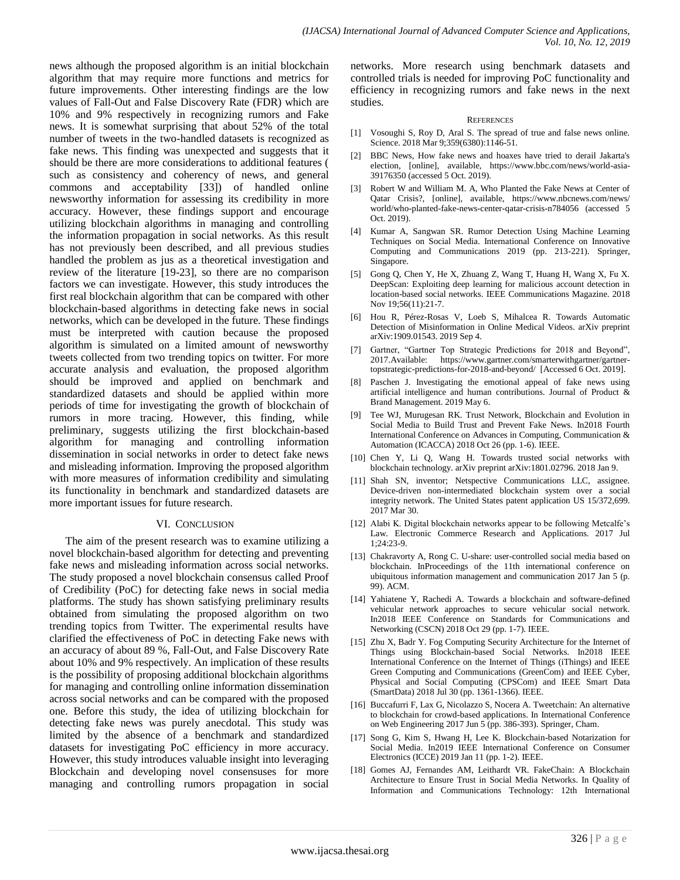news although the proposed algorithm is an initial blockchain algorithm that may require more functions and metrics for future improvements. Other interesting findings are the low values of Fall-Out and False Discovery Rate (FDR) which are 10% and 9% respectively in recognizing rumors and Fake news. It is somewhat surprising that about 52% of the total number of tweets in the two-handled datasets is recognized as fake news. This finding was unexpected and suggests that it should be there are more considerations to additional features ( such as consistency and coherency of news, and general commons and acceptability [33]) of handled online newsworthy information for assessing its credibility in more accuracy. However, these findings support and encourage utilizing blockchain algorithms in managing and controlling the information propagation in social networks. As this result has not previously been described, and all previous studies handled the problem as jus as a theoretical investigation and review of the literature [19-23], so there are no comparison factors we can investigate. However, this study introduces the first real blockchain algorithm that can be compared with other blockchain-based algorithms in detecting fake news in social networks, which can be developed in the future. These findings must be interpreted with caution because the proposed algorithm is simulated on a limited amount of newsworthy tweets collected from two trending topics on twitter. For more accurate analysis and evaluation, the proposed algorithm should be improved and applied on benchmark and standardized datasets and should be applied within more periods of time for investigating the growth of blockchain of rumors in more tracing. However, this finding, while preliminary, suggests utilizing the first blockchain-based algorithm for managing and controlling information dissemination in social networks in order to detect fake news and misleading information. Improving the proposed algorithm with more measures of information credibility and simulating its functionality in benchmark and standardized datasets are more important issues for future research.

## VI. Conclusion

The aim of the present research was to examine utilizing a novel blockchain-based algorithm for detecting and preventing fake news and misleading information across social networks. The study proposed a novel blockchain consensus called Proof of Credibility (PoC) for detecting fake news in social media platforms. The study has shown satisfying preliminary results obtained from simulating the proposed algorithm on two trending topics from Twitter. The experimental results have clarified the effectiveness of PoC in detecting Fake news with an accuracy of about 89 %, Fall-Out, and False Discovery Rate about 10% and 9% respectively. An implication of these results is the possibility of proposing additional blockchain algorithms for managing and controlling online information dissemination across social networks and can be compared with the proposed one. Before this study, the idea of utilizing blockchain for detecting fake news was purely anecdotal. This study was limited by the absence of a benchmark and standardized datasets for investigating PoC efficiency in more accuracy. However, this study introduces valuable insight into leveraging Blockchain and developing novel consensuses for more managing and controlling rumors propagation in social networks. More research using benchmark datasets and controlled trials is needed for improving PoC functionality and efficiency in recognizing rumors and fake news in the next studies.

## References

[1] Vosoughi S, Roy D, Aral S. The spread of true and false news online. Science. 2018 Mar 9;359(6380):1146-51.

[2] BBC News, How fake news and hoaxes have tried to derail Jakarta's election, [online], available, https://www.bbc.com/news/world-asia-39176350 (accessed 5 Oct. 2019).

[3] Robert W and William M. A, Who Planted the Fake News at Center of Qatar Crisis?, [online], available, https://www.nbcnews.com/news/world/who-planted-fake-news-center-qatar-crisis-n784056 (accessed 5 Oct. 2019).

[4] Kumar A, Sangwan SR. Rumor Detection Using Machine Learning Techniques on Social Media. International Conference on Innovative Computing and Communications 2019 (pp. 213-221). Springer, Singapore.

[5] Gong Q, Chen Y, He X, Zhuang Z, Wang T, Huang H, Wang X, Fu X. DeepScan: Exploiting deep learning for malicious account detection in location-based social networks. IEEE Communications Magazine. 2018 Nov 19;56(11):21-7.

[6] Hou R, Pérez-Rosas V, Loeb S, Mihalcea R. Towards Automatic Detection of Misinformation in Online Medical Videos. arXiv preprint arXiv:1909.01543. 2019 Sep 4.

[7] Gartner, "Gartner Top Strategic Predictions for 2018 and Beyond", 2017.Available: https://www.gartner.com/smarterwithgartner/gartner-topstrategic-predictions-for-2018-and-beyond/ [Accessed 6 Oct. 2019].

[8] Paschen J. Investigating the emotional appeal of fake news using artificial intelligence and human contributions. Journal of Product & Brand Management. 2019 May 6.

[9] Tee WJ, Murugesan RK. Trust Network, Blockchain and Evolution in Social Media to Build Trust and Prevent Fake News. In2018 Fourth International Conference on Advances in Computing, Communication & Automation (ICACCA) 2018 Oct 26 (pp. 1-6). IEEE.

[10] Chen Y, Li Q, Wang H. Towards trusted social networks with blockchain technology. arXiv preprint arXiv:1801.02796. 2018 Jan 9.

[11] Shah SN, inventor; Netspective Communications LLC, assignee. Device-driven non-intermediated blockchain system over a social integrity network. The United States patent application US 15/372,699. 2017 Mar 30.

[12] Alabi K. Digital blockchain networks appear to be following Metcalfe's Law. Electronic Commerce Research and Applications. 2017 Jul 1;24:23-9.

[13] Chakravorty A, Rong C. U-share: user-controlled social media based on blockchain. InProceedings of the 11th international conference on ubiquitous information management and communication 2017 Jan 5 (p. 99). ACM.

[14] Yahiatene Y, Rachedi A. Towards a blockchain and software-defined vehicular network approaches to secure vehicular social network. In2018 IEEE Conference on Standards for Communications and Networking (CSCN) 2018 Oct 29 (pp. 1-7). IEEE.

[15] Zhu X, Badr Y. Fog Computing Security Architecture for the Internet of Things using Blockchain-based Social Networks. In2018 IEEE International Conference on the Internet of Things (iThings) and IEEE Green Computing and Communications (GreenCom) and IEEE Cyber, Physical and Social Computing (CPSCom) and IEEE Smart Data (SmartData) 2018 Jul 30 (pp. 1361-1366). IEEE.

[16] Buccafurri F, Lax G, Nicolazzo S, Nocera A. Tweetchain: An alternative to blockchain for crowd-based applications. In International Conference on Web Engineering 2017 Jun 5 (pp. 386-393). Springer, Cham.

[17] Song G, Kim S, Hwang H, Lee K. Blockchain-based Notarization for Social Media. In2019 IEEE International Conference on Consumer Electronics (ICCE) 2019 Jan 11 (pp. 1-2). IEEE.

[18] Gomes AJ, Fernandes AM, Leithardt VR. FakeChain: A Blockchain Architecture to Ensure Trust in Social Media Networks. In Quality of Information and Communications Technology: 12th International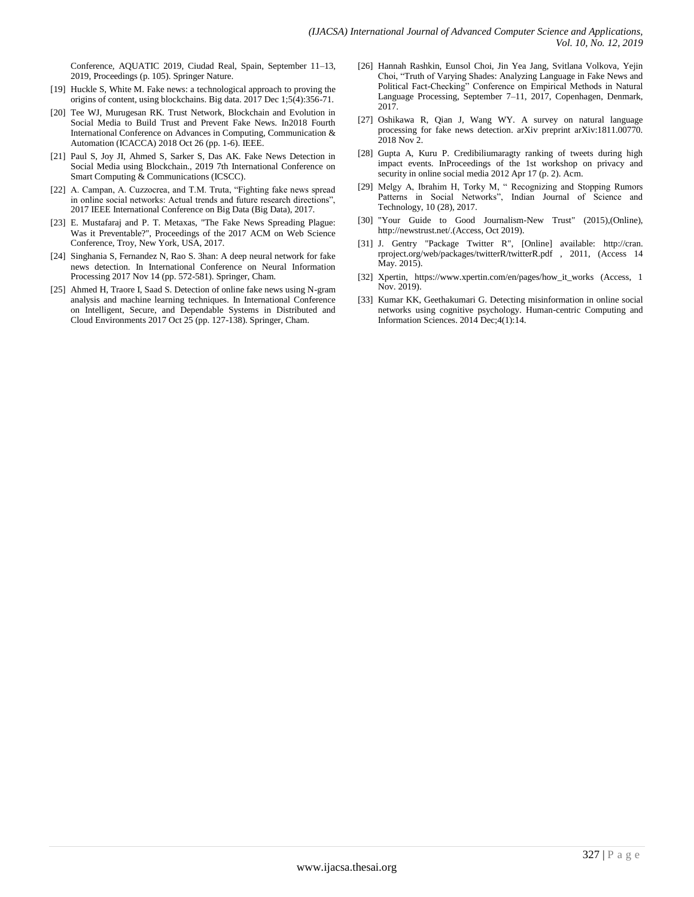Conference, AQUATIC 2019, Ciudad Real, Spain, September 11–13, 2019, Proceedings (p. 105). Springer Nature.

[19] Huckle S, White M. Fake news: a technological approach to proving the origins of content, using blockchains. Big data. 2017 Dec 1;5(4):356-71.

[20] Tee WJ, Murugesan RK. Trust Network, Blockchain and Evolution in Social Media to Build Trust and Prevent Fake News. In2018 Fourth International Conference on Advances in Computing, Communication & Automation (ICACCA) 2018 Oct 26 (pp. 1-6). IEEE.

[21] Paul S, Joy JI, Ahmed S, Sarker S, Das AK. Fake News Detection in Social Media using Blockchain., 2019 7th International Conference on Smart Computing & Communications (ICSCC).

[22] A. Campan, A. Cuzzocrea, and T.M. Truta, "Fighting fake news spread in online social networks: Actual trends and future research directions", 2017 IEEE International Conference on Big Data (Big Data), 2017.

[23] E. Mustafaraj and P. T. Metaxas, "The Fake News Spreading Plague: Was it Preventable?", Proceedings of the 2017 ACM on Web Science Conference, Troy, New York, USA, 2017.

[24] Singhania S, Fernandez N, Rao S. 3han: A deep neural network for fake news detection. In International Conference on Neural Information Processing 2017 Nov 14 (pp. 572-581). Springer, Cham.

[25] Ahmed H, Traore I, Saad S. Detection of online fake news using N-gram analysis and machine learning techniques. In International Conference on Intelligent, Secure, and Dependable Systems in Distributed and Cloud Environments 2017 Oct 25 (pp. 127-138). Springer, Cham.

[26] Hannah Rashkin, Eunsol Choi, Jin Yea Jang, Svitlana Volkova, Yejin Choi, "Truth of Varying Shades: Analyzing Language in Fake News and Political Fact-Checking" Conference on Empirical Methods in Natural Language Processing, September 7–11, 2017, Copenhagen, Denmark, 2017.

[27] Oshikawa R, Qian J, Wang WY. A survey on natural language processing for fake news detection. arXiv preprint arXiv:1811.00770. 2018 Nov 2.

[28] Gupta A, Kuru P. Credibiliumaragty ranking of tweets during high impact events. InProceedings of the 1st workshop on privacy and security in online social media 2012 Apr 17 (p. 2). Acm.

[29] Melgy A, Ibrahim H, Torky M, " Recognizing and Stopping Rumors Patterns in Social Networks", Indian Journal of Science and Technology, 10 (28), 2017.

[30] "Your Guide to Good Journalism-New Trust" (2015),(Online), http://newstrust.net/.(Access, Oct 2019).

[31] J. Gentry "Package Twitter R", [Online] available: http://cran. rproject.org/web/packages/twitterR/twitterR.pdf , 2011, (Access 14 May. 2015).

[32] Xpertin, https://www.xpertin.com/en/pages/how_it_works (Access, 1 Nov. 2019).

[33] Kumar KK, Geethakumari G. Detecting misinformation in online social networks using cognitive psychology. Human-centric Computing and Information Sciences. 2014 Dec;4(1):14.